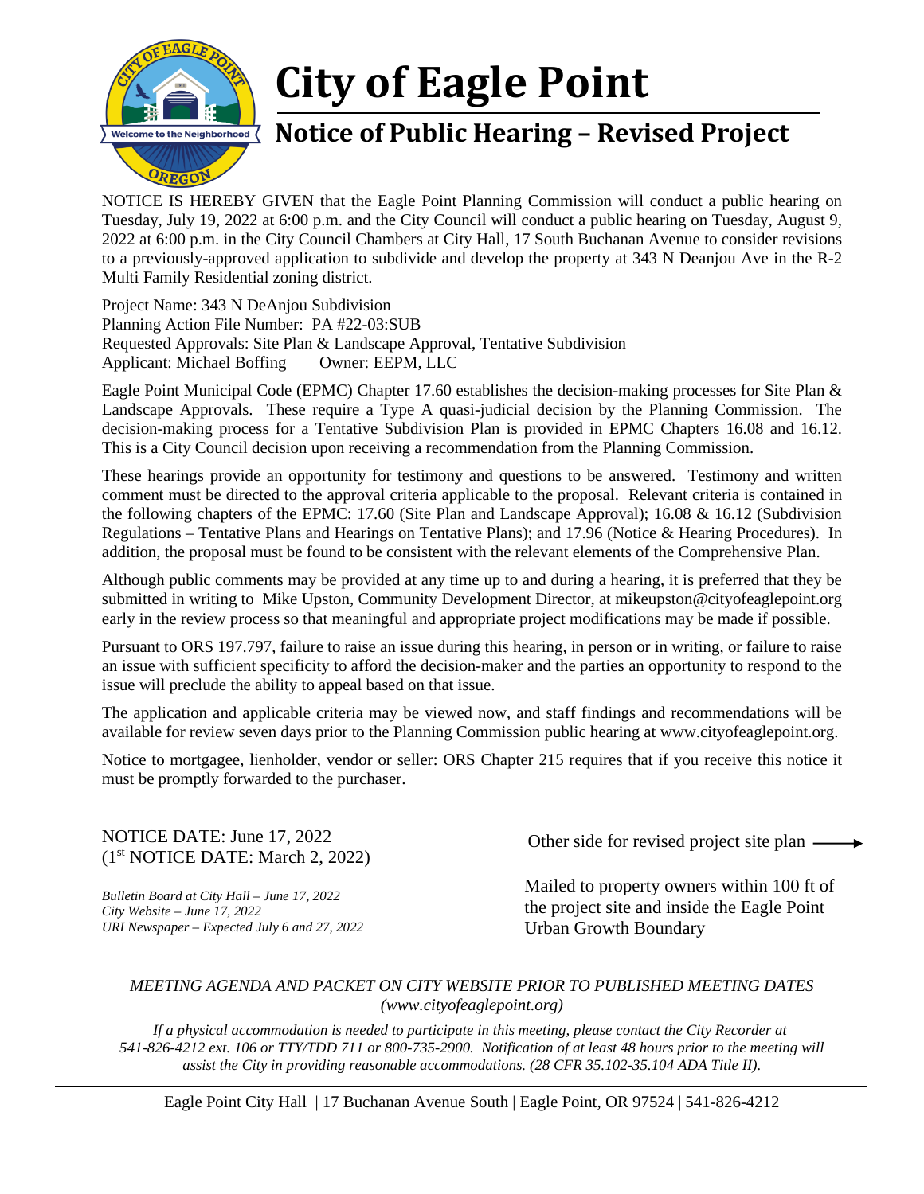# City of Eagle Point

## Notice of Public Hearing – Revised Project

NOTICE IS HEREBY GIVEN that the Eagle Point Planning Commission will conduct a public hearing on Tuesday, July 19, 2022 at 6:00 p.m. and the City Council will conduct a public hearing on Tuesday, August 9, 2022 at 6:00 p.m. in the City Council Chambers at City Hall, 17 South Buchanan Avenue to consider revisions to a previously-approved application to subdivide and develop the property at 343 N Deanjou Ave in the R-2 Multi Family Residential zoning district.

Project Name: 343 N DeAnjou Subdivision
Planning Action File Number: PA #22-03:SUB
Requested Approvals: Site Plan & Landscape Approval, Tentative Subdivision
Applicant: Michael Boffing Owner: EEPM, LLC

Eagle Point Municipal Code (EPMC) Chapter 17.60 establishes the decision-making processes for Site Plan & Landscape Approvals. These require a Type A quasi-judicial decision by the Planning Commission. The decision-making process for a Tentative Subdivision Plan is provided in EPMC Chapters 16.08 and 16.12. This is a City Council decision upon receiving a recommendation from the Planning Commission.

These hearings provide an opportunity for testimony and questions to be answered. Testimony and written comment must be directed to the approval criteria applicable to the proposal. Relevant criteria is contained in the following chapters of the EPMC: 17.60 (Site Plan and Landscape Approval); 16.08 & 16.12 (Subdivision Regulations – Tentative Plans and Hearings on Tentative Plans); and 17.96 (Notice & Hearing Procedures). In addition, the proposal must be found to be consistent with the relevant elements of the Comprehensive Plan.

Although public comments may be provided at any time up to and during a hearing, it is preferred that they be submitted in writing to Mike Upston, Community Development Director, at mikeupston@cityofeaglepoint.org early in the review process so that meaningful and appropriate project modifications may be made if possible.

Pursuant to ORS 197.797, failure to raise an issue during this hearing, in person or in writing, or failure to raise an issue with sufficient specificity to afford the decision-maker and the parties an opportunity to respond to the issue will preclude the ability to appeal based on that issue.

The application and applicable criteria may be viewed now, and staff findings and recommendations will be available for review seven days prior to the Planning Commission public hearing at www.cityofeaglepoint.org.

Notice to mortgagee, lienholder, vendor or seller: ORS Chapter 215 requires that if you receive this notice it must be promptly forwarded to the purchaser.

NOTICE DATE: June 17, 2022
(1st NOTICE DATE: March 2, 2022)

*Bulletin Board at City Hall – June 17, 2022*
*City Website – June 17, 2022*
*URI Newspaper – Expected July 6 and 27, 2022*

Other side for revised project site plan ⟶

Mailed to property owners within 100 ft of the project site and inside the Eagle Point Urban Growth Boundary

*MEETING AGENDA AND PACKET ON CITY WEBSITE PRIOR TO PUBLISHED MEETING DATES (www.cityofeaglepoint.org)*

*If a physical accommodation is needed to participate in this meeting, please contact the City Recorder at 541-826-4212 ext. 106 or TTY/TDD 711 or 800-735-2900. Notification of at least 48 hours prior to the meeting will assist the City in providing reasonable accommodations. (28 CFR 35.102-35.104 ADA Title II).*

Eagle Point City Hall | 17 Buchanan Avenue South | Eagle Point, OR 97524 | 541-826-4212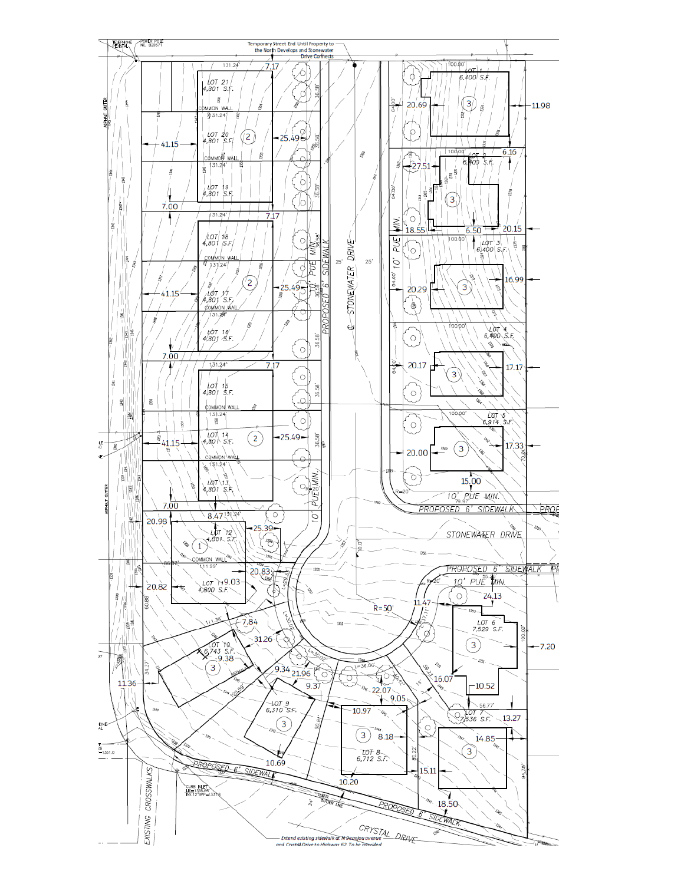TELEPHONE PEDESTAL

POWER POLE NO. B23671

Temporary Street End Until Property to the North Develops and Stonewater Drive Connects

ASPHALT GUTTER

LOT 21
4,801 S.F.

COMMON WALL

LOT 20
4,801 S.F.

COMMON WALL

LOT 19
4,801 S.F.

LOT 18
4,801 S.F.

COMMON WALL

LOT 17
4,801 S.F.

COMMON WALL

LOT 16
4,801 S.F.

LOT 15
4,801 S.F.

COMMON WALL

LOT 14
4,801 S.F.

COMMON WALL

LOT 13
4,801 S.F.

LOT 12
4,801 S.F.

COMMON WALL

LOT 11
4,800 S.F.

LOT 10
6,743 S.F.

LOT 9
6,310 S.F.

LOT 8
6,712 S.F.

LOT 7
7,536 S.F.

LOT 6
7,529 S.F.

LOT 5
6,914 S.F.

LOT 4
6,400 S.F.

LOT 3
6,400 S.F.

LOT 2
6,400 S.F.

LOT 1
6,400 S.F.

10' PUE MIN.

PROPOSED 6' SIDEWALK

STONEWATER DRIVE

PROPOSED 6' SIDEWALK

10' PUE MIN.

R=50'

PROPOSED 6' SIDEWALK

CRYSTAL DRIVE

EXISTING CROSSWALKS

CURB INLET

GUTTER LINE

Extend existing sidewalk at N Bearjou avenue and Crystal Drive to Highway 62. To be provided

131.24'

7.17

41.15

25.49

7.00

20.98

8.47

25.39

20.83

20.82

9.03

7.84

31.26

9.38

9.34

21.96

9.37

22.07

9.05

11.36

10.69

10.97

8.18

15.11

10.20

18.50

14.85

13.27

16.07

10.52

11.47

24.13

7.20

20.00

17.33

15.00

20.17

17.17

20.29

16.99

27.51

6.16

18.55

6.50

20.15

20.69

11.98

100.00'

64.00'

36.58'

R=20'